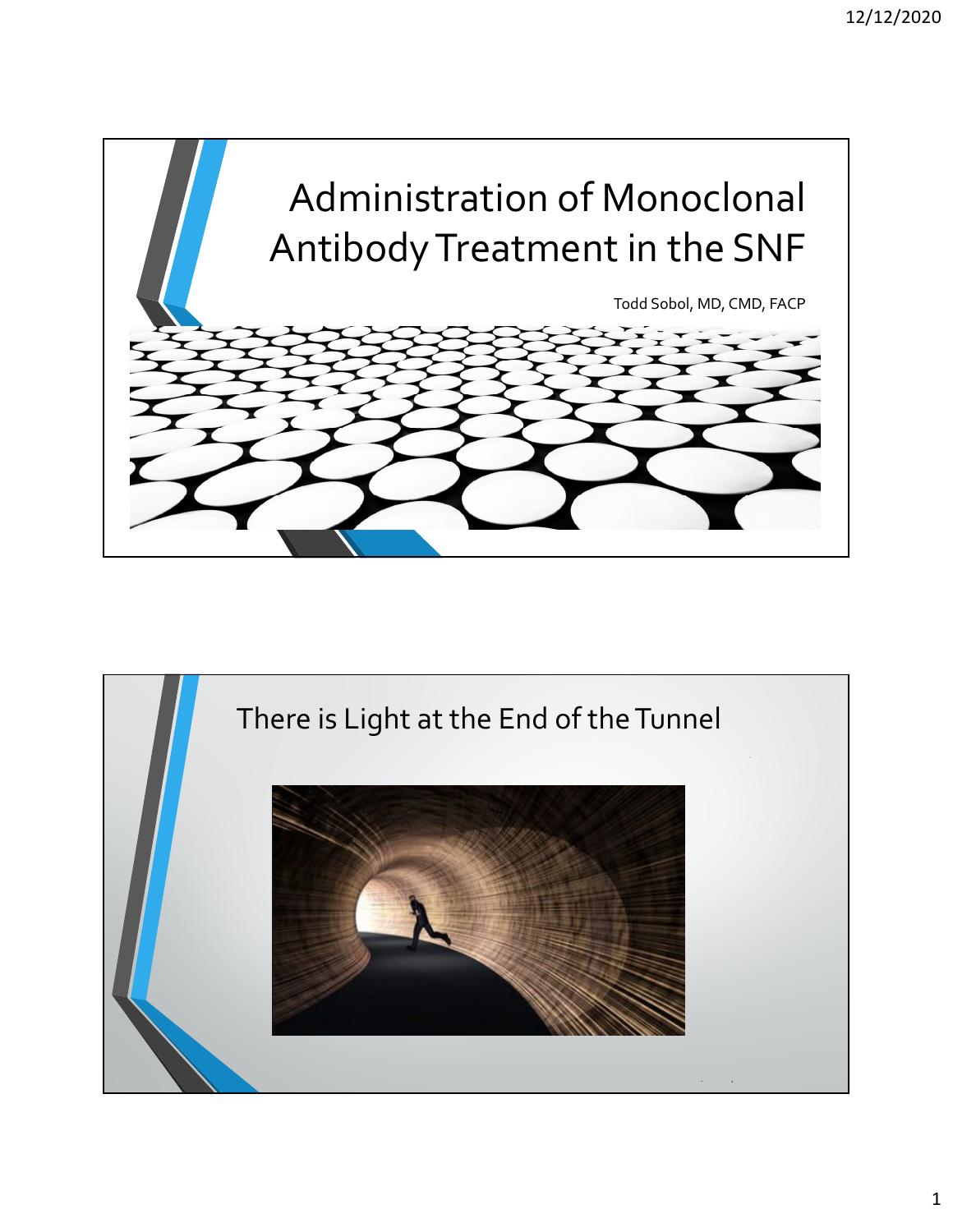# Administration of Monoclonal Antibody Treatment in the SNF

Todd Sobol, MD, CMD, FACP

## There is Light at the End of the Tunnel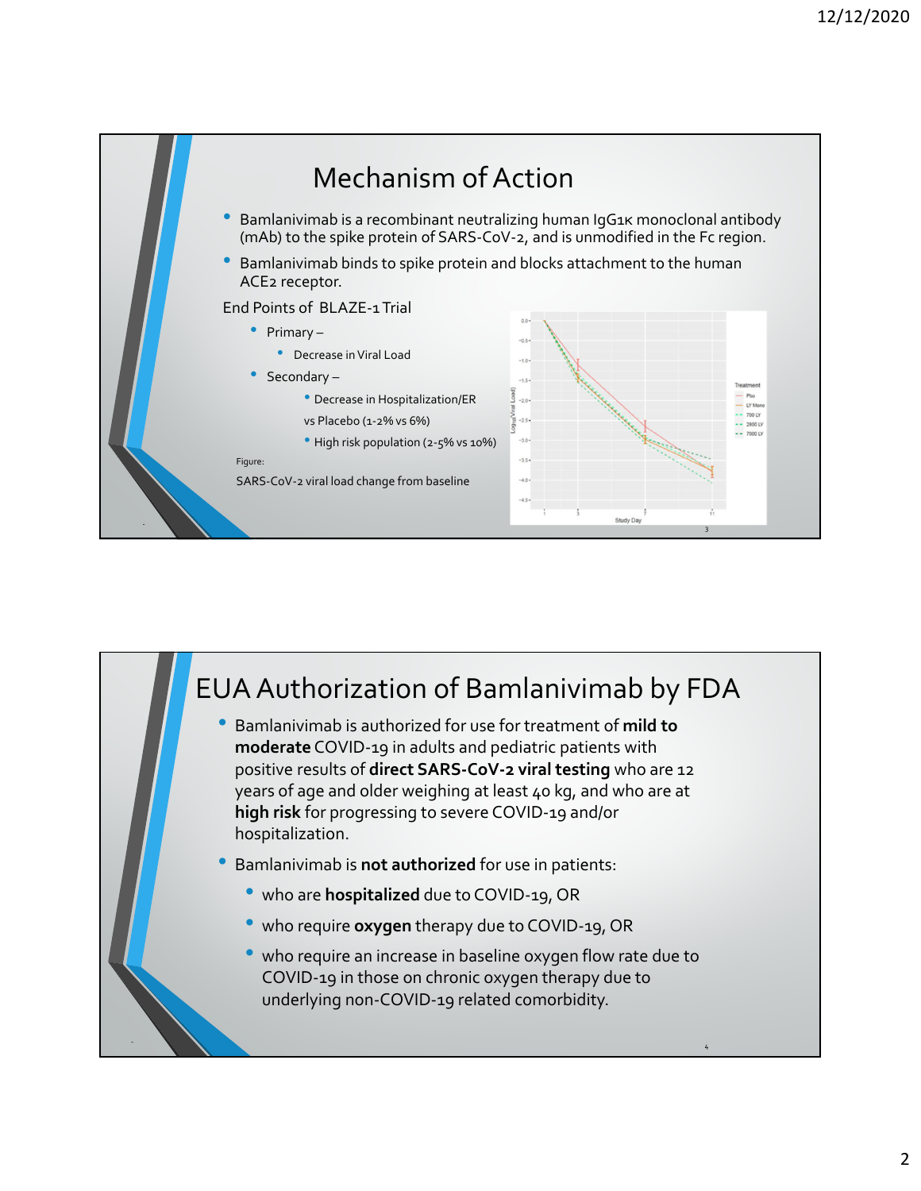# Mechanism of Action

- Bamlanivimab is a recombinant neutralizing human IgG1κ monoclonal antibody (mAb) to the spike protein of SARS-CoV-2, and is unmodified in the Fc region.
- Bamlanivimab binds to spike protein and blocks attachment to the human ACE2 receptor.

End Points of BLAZE-1 Trial

- Primary –
  - Decrease in Viral Load
- Secondary –
  - Decrease in Hospitalization/ER vs Placebo (1-2% vs 6%)
  - High risk population (2-5% vs 10%)

Figure:

SARS-CoV-2 viral load change from baseline

# EUA Authorization of Bamlanivimab by FDA

- Bamlanivimab is authorized for use for treatment of **mild to moderate** COVID-19 in adults and pediatric patients with positive results of **direct SARS-CoV-2 viral testing** who are 12 years of age and older weighing at least 40 kg, and who are at **high risk** for progressing to severe COVID-19 and/or hospitalization.
- Bamlanivimab is **not authorized** for use in patients:
  - who are **hospitalized** due to COVID-19, OR
  - who require **oxygen** therapy due to COVID-19, OR
  - who require an increase in baseline oxygen flow rate due to COVID-19 in those on chronic oxygen therapy due to underlying non-COVID-19 related comorbidity.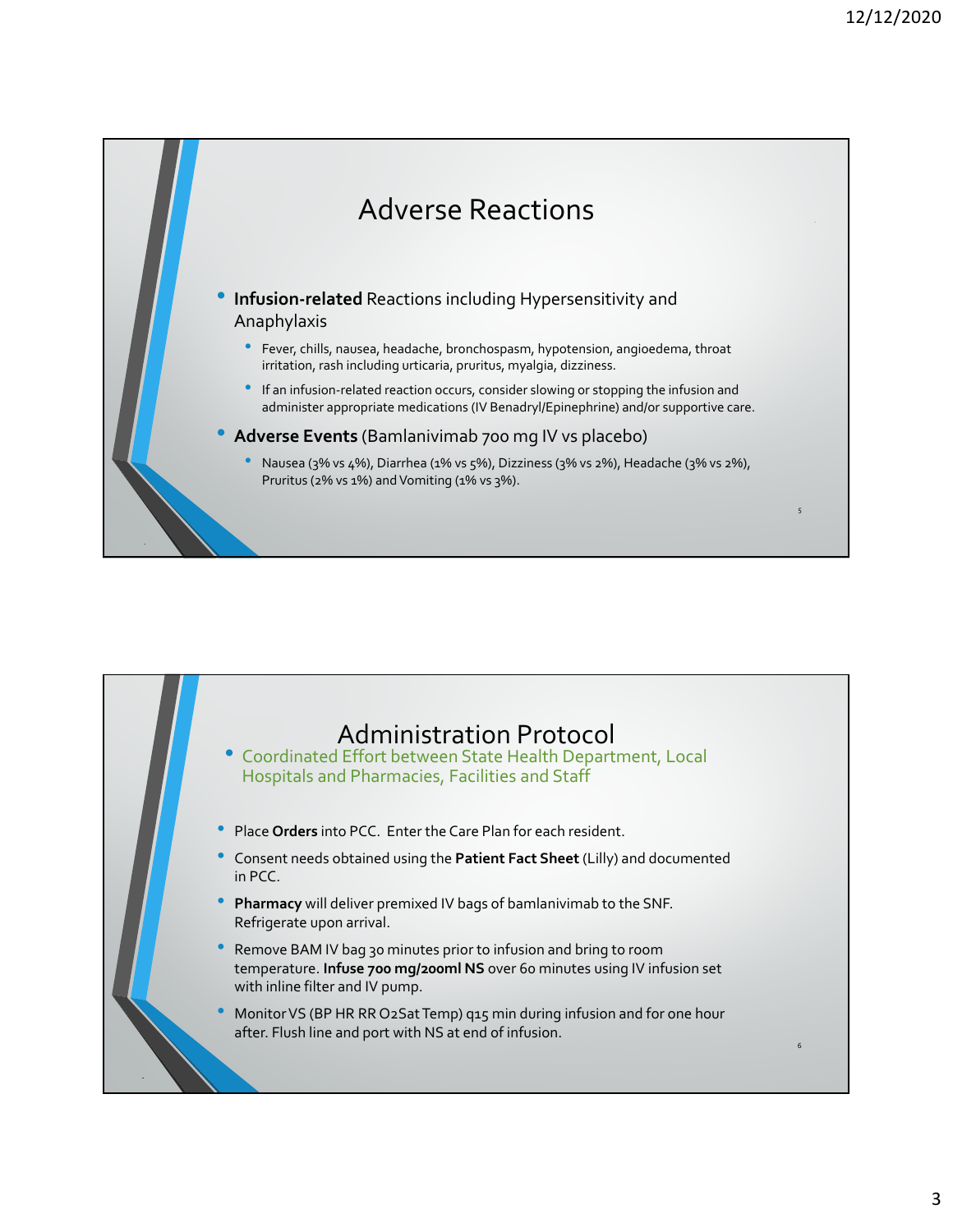## Adverse Reactions

- **Infusion-related** Reactions including Hypersensitivity and Anaphylaxis
  - Fever, chills, nausea, headache, bronchospasm, hypotension, angioedema, throat irritation, rash including urticaria, pruritus, myalgia, dizziness.
  - If an infusion-related reaction occurs, consider slowing or stopping the infusion and administer appropriate medications (IV Benadryl/Epinephrine) and/or supportive care.
- **Adverse Events** (Bamlanivimab 700 mg IV vs placebo)
  - Nausea (3% vs 4%), Diarrhea (1% vs 5%), Dizziness (3% vs 2%), Headache (3% vs 2%), Pruritus (2% vs 1%) and Vomiting (1% vs 3%).

## Administration Protocol

- Coordinated Effort between State Health Department, Local Hospitals and Pharmacies, Facilities and Staff

- Place **Orders** into PCC. Enter the Care Plan for each resident.
- Consent needs obtained using the **Patient Fact Sheet** (Lilly) and documented in PCC.
- **Pharmacy** will deliver premixed IV bags of bamlanivimab to the SNF. Refrigerate upon arrival.
- Remove BAM IV bag 30 minutes prior to infusion and bring to room temperature. **Infuse 700 mg/200ml NS** over 60 minutes using IV infusion set with inline filter and IV pump.
- Monitor VS (BP HR RR O2Sat Temp) q15 min during infusion and for one hour after. Flush line and port with NS at end of infusion.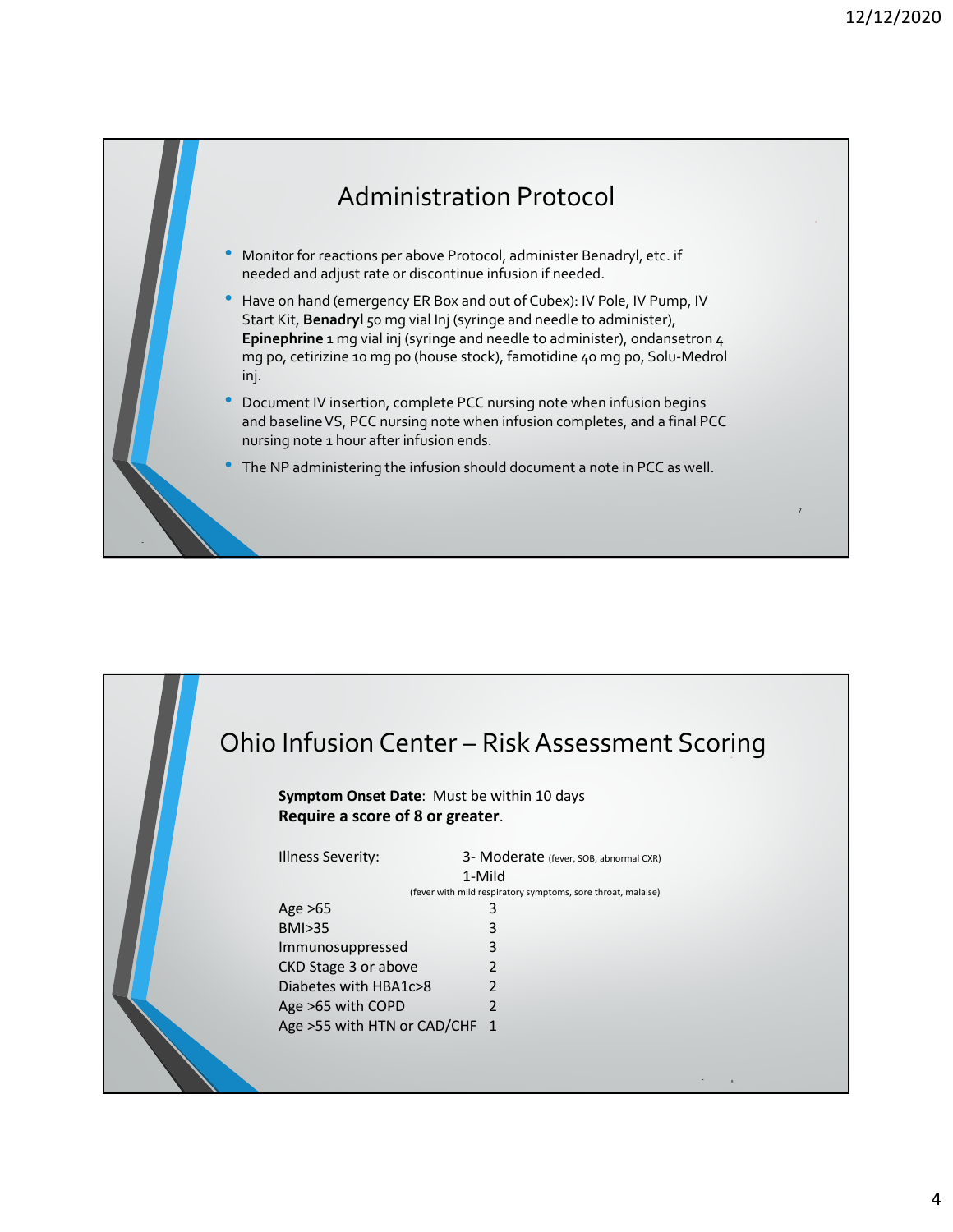## Administration Protocol

- Monitor for reactions per above Protocol, administer Benadryl, etc. if needed and adjust rate or discontinue infusion if needed.
- Have on hand (emergency ER Box and out of Cubex): IV Pole, IV Pump, IV Start Kit, **Benadryl** 50 mg vial Inj (syringe and needle to administer), **Epinephrine** 1 mg vial inj (syringe and needle to administer), ondansetron 4 mg po, cetirizine 10 mg po (house stock), famotidine 40 mg po, Solu-Medrol inj.
- Document IV insertion, complete PCC nursing note when infusion begins and baseline VS, PCC nursing note when infusion completes, and a final PCC nursing note 1 hour after infusion ends.
- The NP administering the infusion should document a note in PCC as well.

## Ohio Infusion Center – Risk Assessment Scoring

**Symptom Onset Date**: Must be within 10 days

**Require a score of 8 or greater**.

| | |
|---|---|
| Illness Severity: | 3- Moderate (fever, SOB, abnormal CXR) |
| | 1-Mild (fever with mild respiratory symptoms, sore throat, malaise) |
| Age >65 | 3 |
| BMI>35 | 3 |
| Immunosuppressed | 3 |
| CKD Stage 3 or above | 2 |
| Diabetes with HBA1c>8 | 2 |
| Age >65 with COPD | 2 |
| Age >55 with HTN or CAD/CHF | 1 |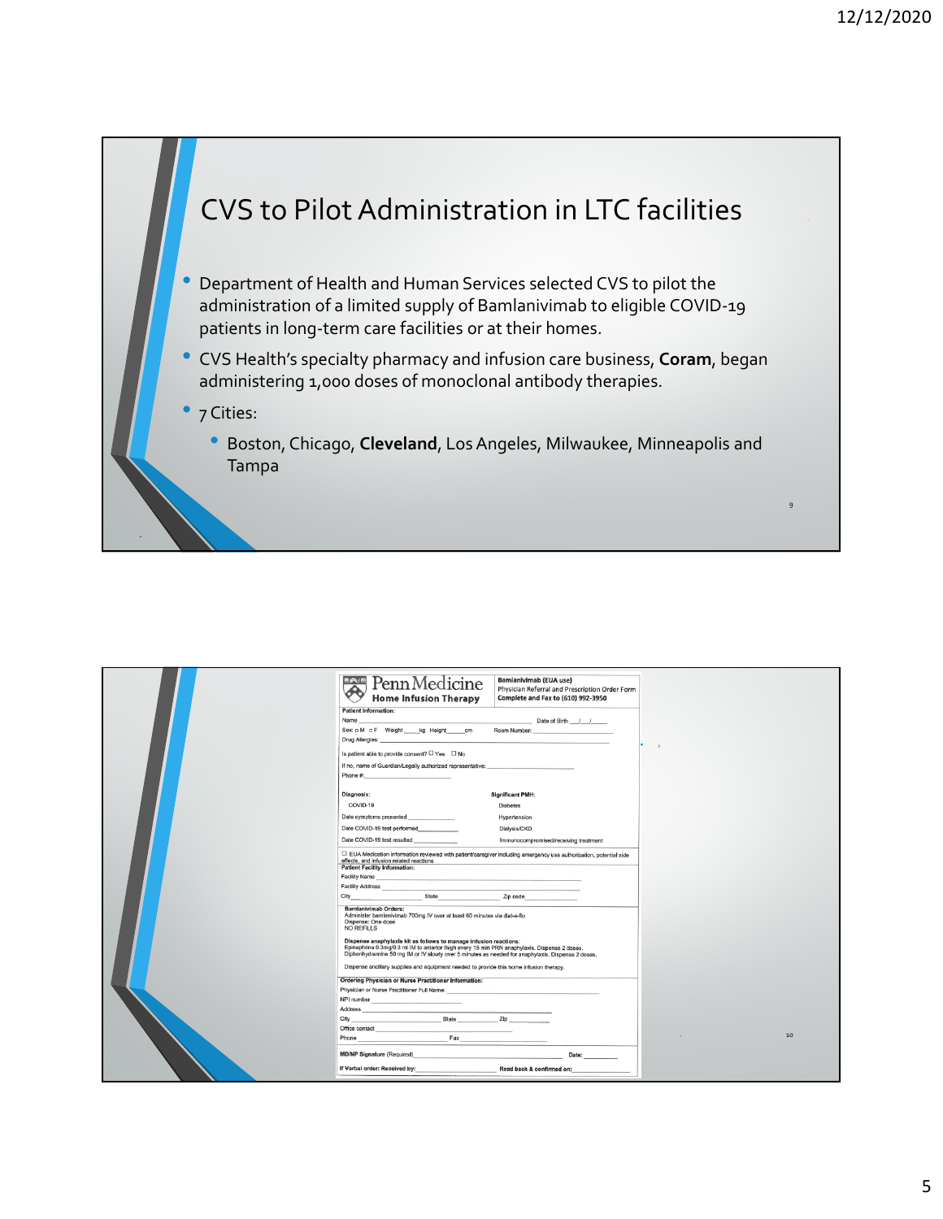# CVS to Pilot Administration in LTC facilities

- Department of Health and Human Services selected CVS to pilot the administration of a limited supply of Bamlanivimab to eligible COVID-19 patients in long-term care facilities or at their homes.
- CVS Health's specialty pharmacy and infusion care business, **Coram**, began administering 1,000 doses of monoclonal antibody therapies.
- 7 Cities:
  - Boston, Chicago, **Cleveland**, Los Angeles, Milwaukee, Minneapolis and Tampa

---

**Penn Medicine**
**Home Infusion Therapy**

**Bamlanivimab (EUA use)**
Physician Referral and Prescription Order Form
**Complete and Fax to (610) 992-3950**

**Patient Information:**

Name ______________________________ Date of Birth ___/___/____

Sex: ☐ M ☐ F Weight _____kg Height_____cm Room Number: ______________

Drug Allergies: ______________________________

Is patient able to provide consent? ☐ Yes ☐ No

If no, name of Guardian/Legally authorized representative: ______________

Phone #:______________

**Diagnosis:**
- COVID-19

Date symptoms presented ____________
Date COVID-19 test performed____________
Date COVID-19 test resulted ____________

**Significant PMH:**
- Diabetes
- Hypertension
- Dialysis/CKD
- Immunocompromised/receiving treatment

☐ EUA Medication information reviewed with patient/caregiver including emergency use authorization, potential side effects, and infusion related reactions

**Patient Facility Information:**

Facility Name ______________________________

Facility Address ______________________________

City____________ State ____________ Zip code ____________

**Bamlanivimab Orders:**
Administer bamlanivimab 700mg IV over at least 60 minutes via dial-a-flo
Dispense: One dose
NO REFILLS

**Dispense anaphylaxis kit as follows to manage infusion reactions:**
Epinephrine 0.3mg/0.3 ml IM to anterior thigh every 15 min PRN anaphylaxis. Dispense 2 doses.
Diphenhydramine 50 mg IM or IV slowly over 5 minutes as needed for anaphylaxis. Dispense 2 doses.

Dispense ancillary supplies and equipment needed to provide this home infusion therapy.

**Ordering Physician or Nurse Practitioner Information:**

Physician or Nurse Practitioner Full Name: ______________________________

NPI number ______________

Address ______________________________

City ____________ State ____________ Zip ____________

Office contact ______________________________

Phone ______________ Fax ______________

**MD/NP Signature** (Required) ______________________________ **Date:** ________

**If Verbal order: Received by:** ______________ **Read back & confirmed on:** ______________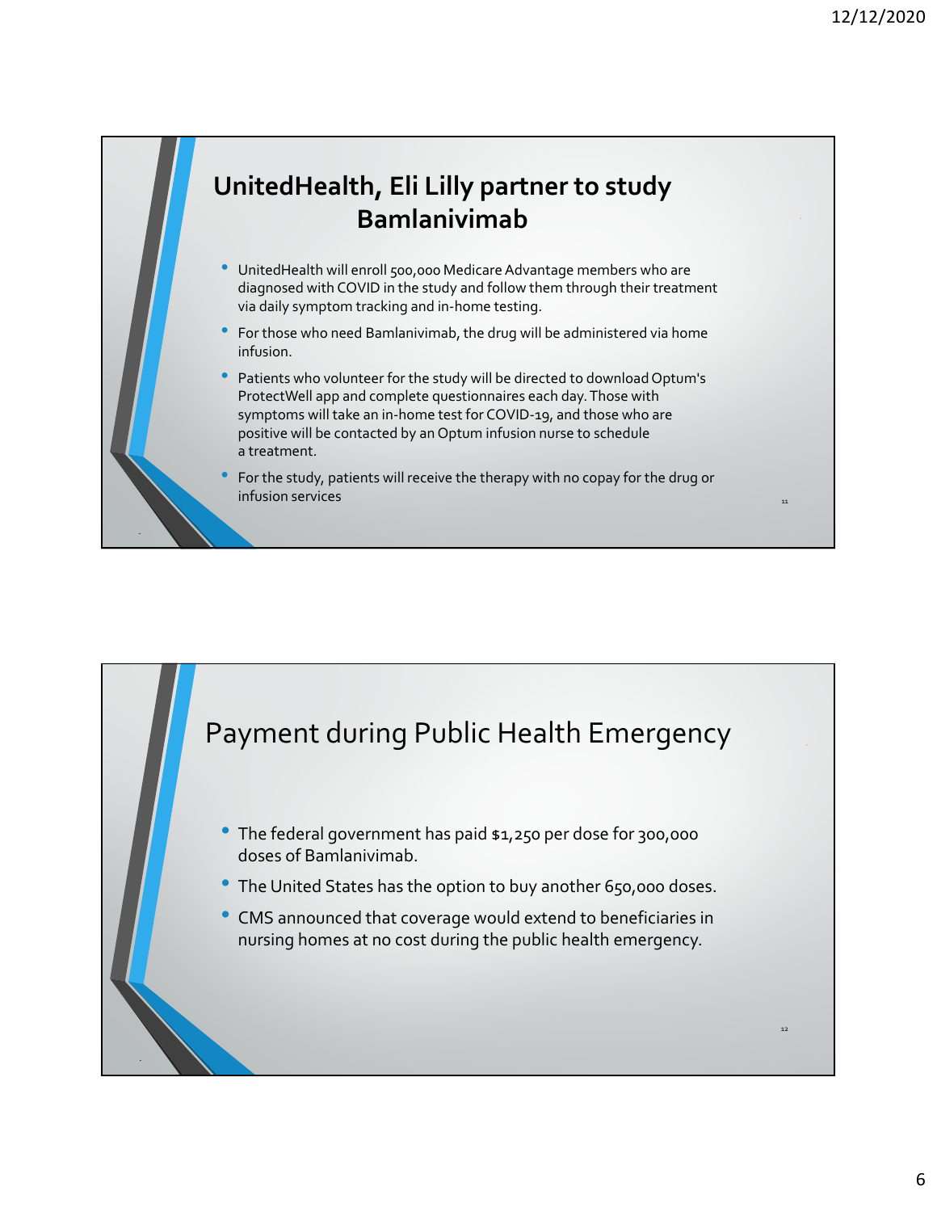## UnitedHealth, Eli Lilly partner to study Bamlanivimab

- UnitedHealth will enroll 500,000 Medicare Advantage members who are diagnosed with COVID in the study and follow them through their treatment via daily symptom tracking and in-home testing.
- For those who need Bamlanivimab, the drug will be administered via home infusion.
- Patients who volunteer for the study will be directed to download Optum's ProtectWell app and complete questionnaires each day. Those with symptoms will take an in-home test for COVID-19, and those who are positive will be contacted by an Optum infusion nurse to schedule a treatment.
- For the study, patients will receive the therapy with no copay for the drug or infusion services

## Payment during Public Health Emergency

- The federal government has paid $1,250 per dose for 300,000 doses of Bamlanivimab.
- The United States has the option to buy another 650,000 doses.
- CMS announced that coverage would extend to beneficiaries in nursing homes at no cost during the public health emergency.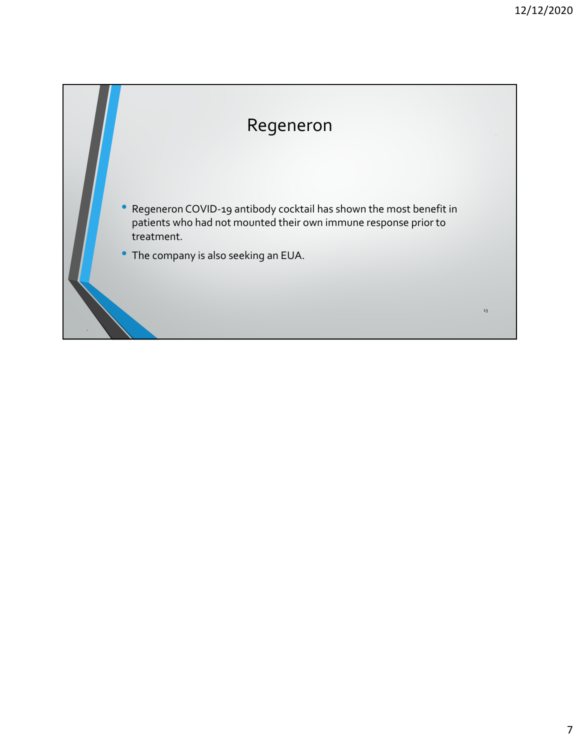# Regeneron

- Regeneron COVID-19 antibody cocktail has shown the most benefit in patients who had not mounted their own immune response prior to treatment.
- The company is also seeking an EUA.